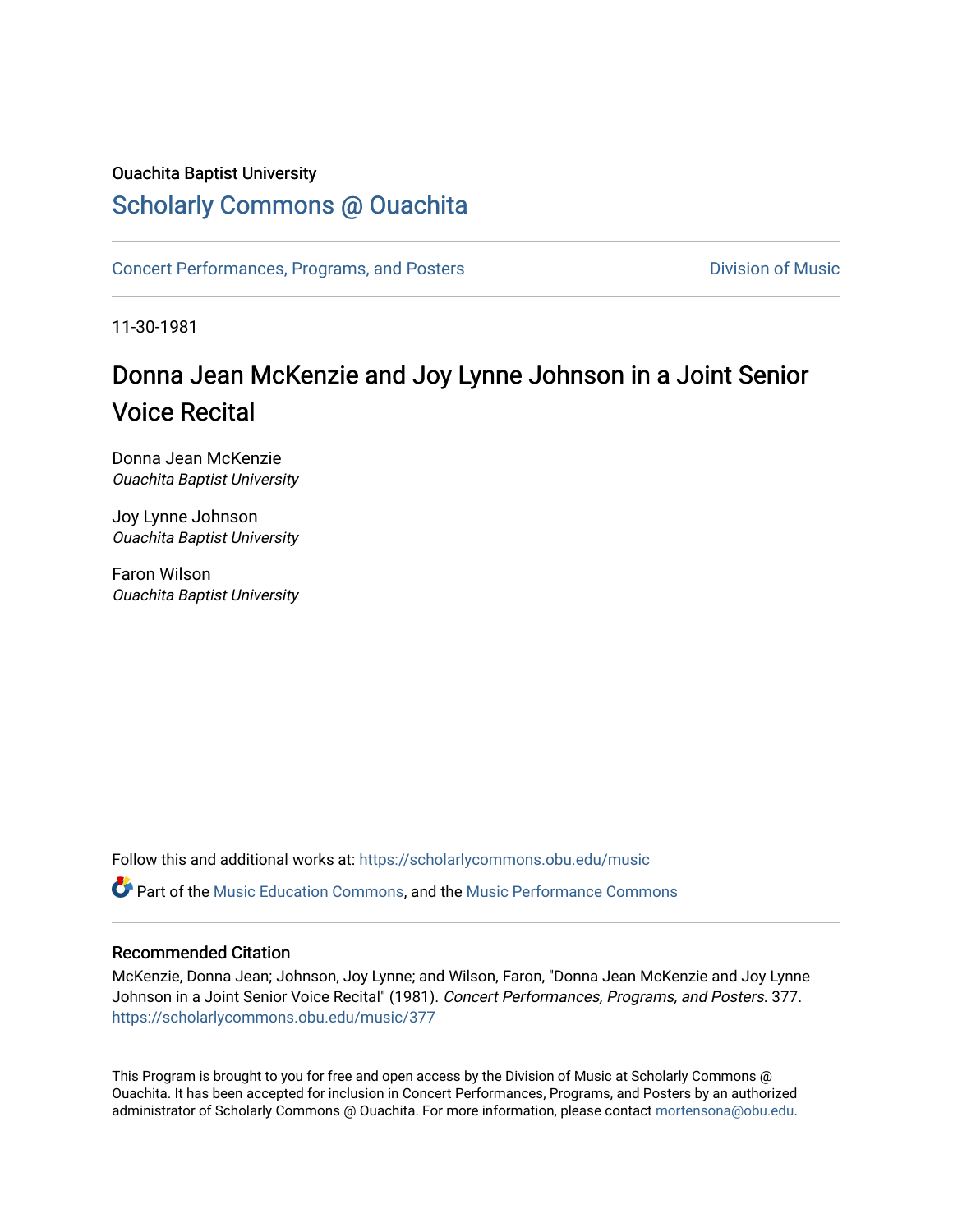Ouachita Baptist University

## Scholarly Commons @ Ouachita

Concert Performances, Programs, and Posters

Division of Music

11-30-1981

# Donna Jean McKenzie and Joy Lynne Johnson in a Joint Senior Voice Recital

Donna Jean McKenzie
*Ouachita Baptist University*

Joy Lynne Johnson
*Ouachita Baptist University*

Faron Wilson
*Ouachita Baptist University*

Follow this and additional works at: https://scholarlycommons.obu.edu/music

Part of the Music Education Commons, and the Music Performance Commons

### Recommended Citation

McKenzie, Donna Jean; Johnson, Joy Lynne; and Wilson, Faron, "Donna Jean McKenzie and Joy Lynne Johnson in a Joint Senior Voice Recital" (1981). *Concert Performances, Programs, and Posters*. 377. https://scholarlycommons.obu.edu/music/377

This Program is brought to you for free and open access by the Division of Music at Scholarly Commons @ Ouachita. It has been accepted for inclusion in Concert Performances, Programs, and Posters by an authorized administrator of Scholarly Commons @ Ouachita. For more information, please contact mortensona@obu.edu.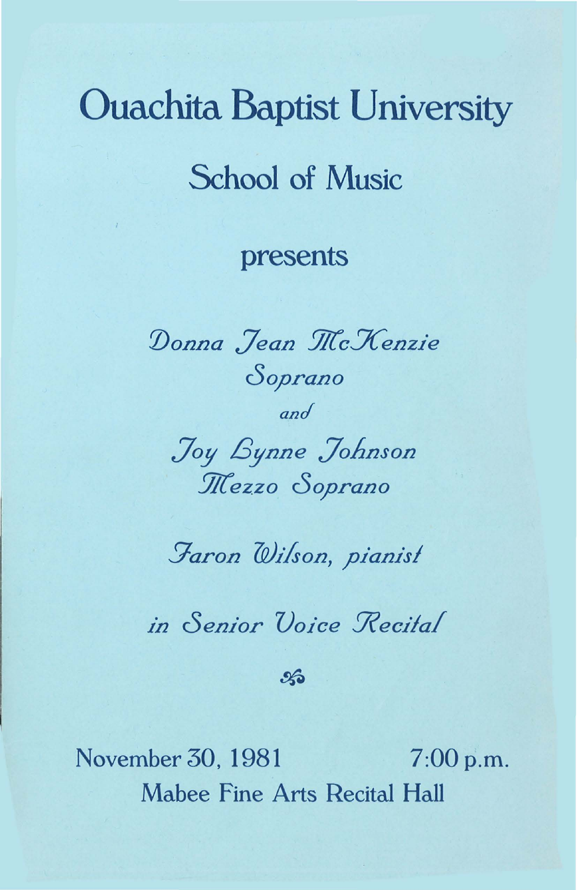# Ouachita Baptist University

## School of Music

presents

*Donna Jean McKenzie*
*Soprano*

*and*

*Joy Lynne Johnson*
*Mezzo Soprano*

*Faron Wilson, pianist*

*in Senior Voice Recital*

November 30, 1981 7:00 p.m.
Mabee Fine Arts Recital Hall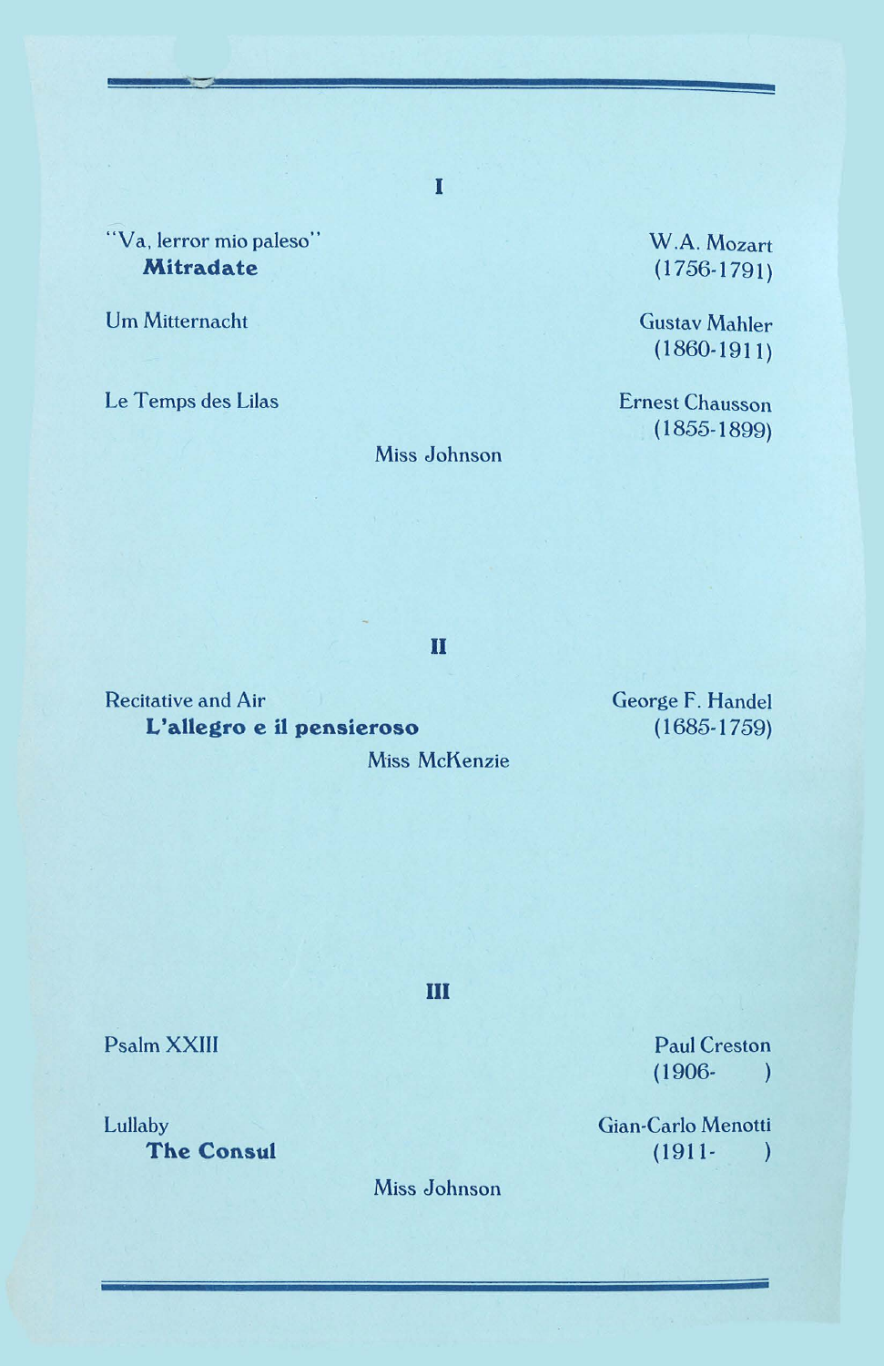## I

"Va, lerror mio paleso"
**Mitradate** — W.A. Mozart (1756-1791)

Um Mitternacht — Gustav Mahler (1860-1911)

Le Temps des Lilas — Ernest Chausson (1855-1899)

Miss Johnson

## II

Recitative and Air
**L'allegro e il pensieroso** — George F. Handel (1685-1759)

Miss McKenzie

## III

Psalm XXIII — Paul Creston (1906- )

Lullaby
**The Consul** — Gian-Carlo Menotti (1911- )

Miss Johnson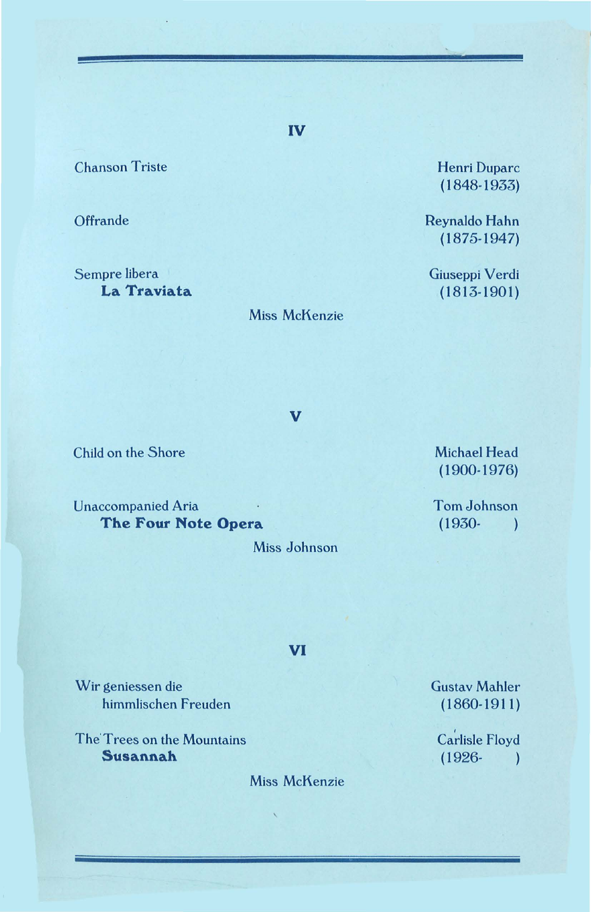## IV

Chanson Triste — Henri Duparc (1848-1933)

Offrande — Reynaldo Hahn (1875-1947)

Sempre libera
**La Traviata** — Giuseppi Verdi (1813-1901)

Miss McKenzie

## V

Child on the Shore — Michael Head (1900-1976)

Unaccompanied Aria
**The Four Note Opera** — Tom Johnson (1930- )

Miss Johnson

## VI

Wir geniessen die
himmlischen Freuden — Gustav Mahler (1860-1911)

The Trees on the Mountains
**Susannah** — Carlisle Floyd (1926- )

Miss McKenzie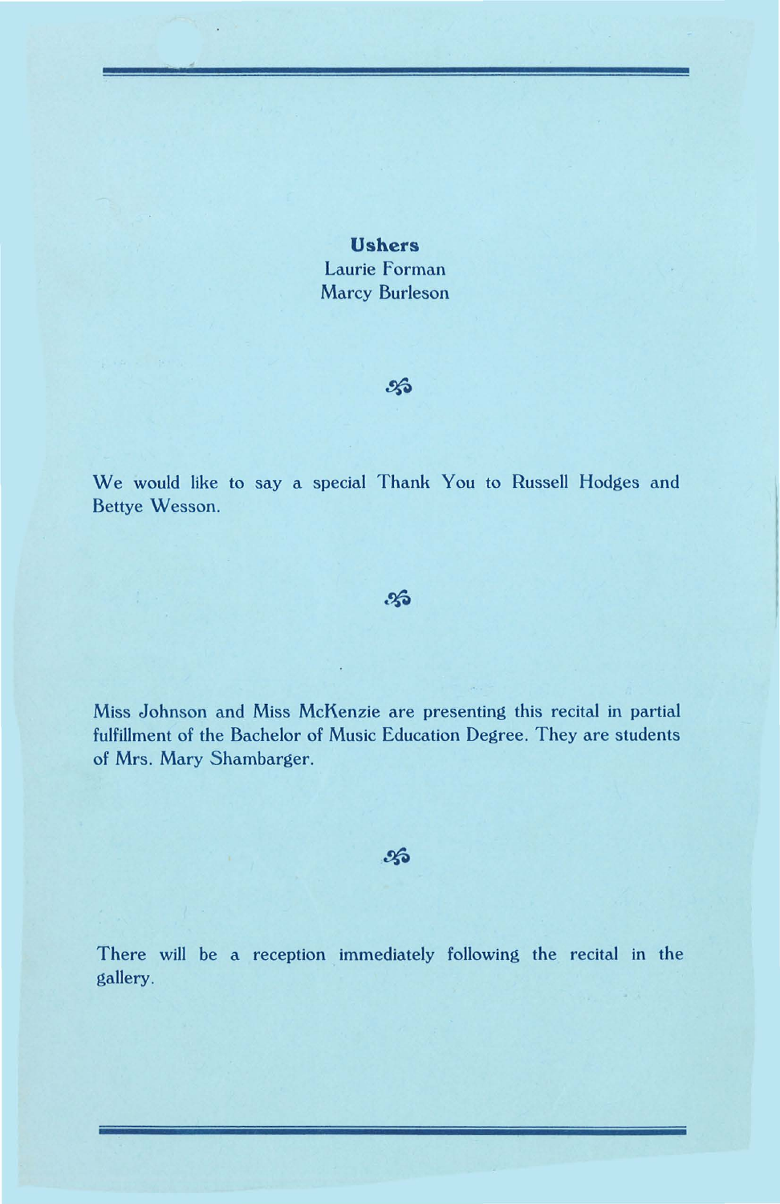**Ushers**

Laurie Forman

Marcy Burleson

We would like to say a special Thank You to Russell Hodges and Bettye Wesson.

Miss Johnson and Miss McKenzie are presenting this recital in partial fulfillment of the Bachelor of Music Education Degree. They are students of Mrs. Mary Shambarger.

There will be a reception immediately following the recital in the gallery.